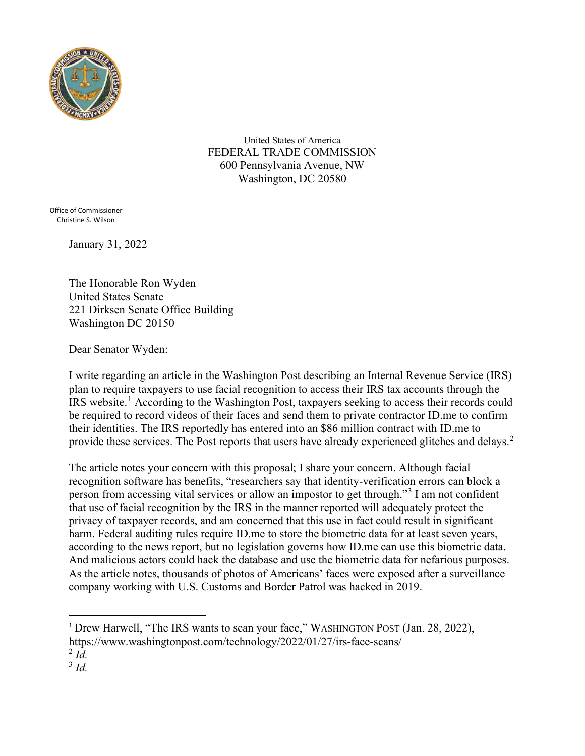United States of America
FEDERAL TRADE COMMISSION
600 Pennsylvania Avenue, NW
Washington, DC 20580

Office of Commissioner
Christine S. Wilson

January 31, 2022

The Honorable Ron Wyden
United States Senate
221 Dirksen Senate Office Building
Washington DC 20150

Dear Senator Wyden:

I write regarding an article in the Washington Post describing an Internal Revenue Service (IRS) plan to require taxpayers to use facial recognition to access their IRS tax accounts through the IRS website.[1] According to the Washington Post, taxpayers seeking to access their records could be required to record videos of their faces and send them to private contractor ID.me to confirm their identities. The IRS reportedly has entered into an $86 million contract with ID.me to provide these services. The Post reports that users have already experienced glitches and delays.[2]

The article notes your concern with this proposal; I share your concern. Although facial recognition software has benefits, "researchers say that identity-verification errors can block a person from accessing vital services or allow an impostor to get through."[3] I am not confident that use of facial recognition by the IRS in the manner reported will adequately protect the privacy of taxpayer records, and am concerned that this use in fact could result in significant harm. Federal auditing rules require ID.me to store the biometric data for at least seven years, according to the news report, but no legislation governs how ID.me can use this biometric data. And malicious actors could hack the database and use the biometric data for nefarious purposes. As the article notes, thousands of photos of Americans' faces were exposed after a surveillance company working with U.S. Customs and Border Patrol was hacked in 2019.

---

[1] Drew Harwell, "The IRS wants to scan your face," WASHINGTON POST (Jan. 28, 2022), https://www.washingtonpost.com/technology/2022/01/27/irs-face-scans/

[2] *Id.*

[3] *Id.*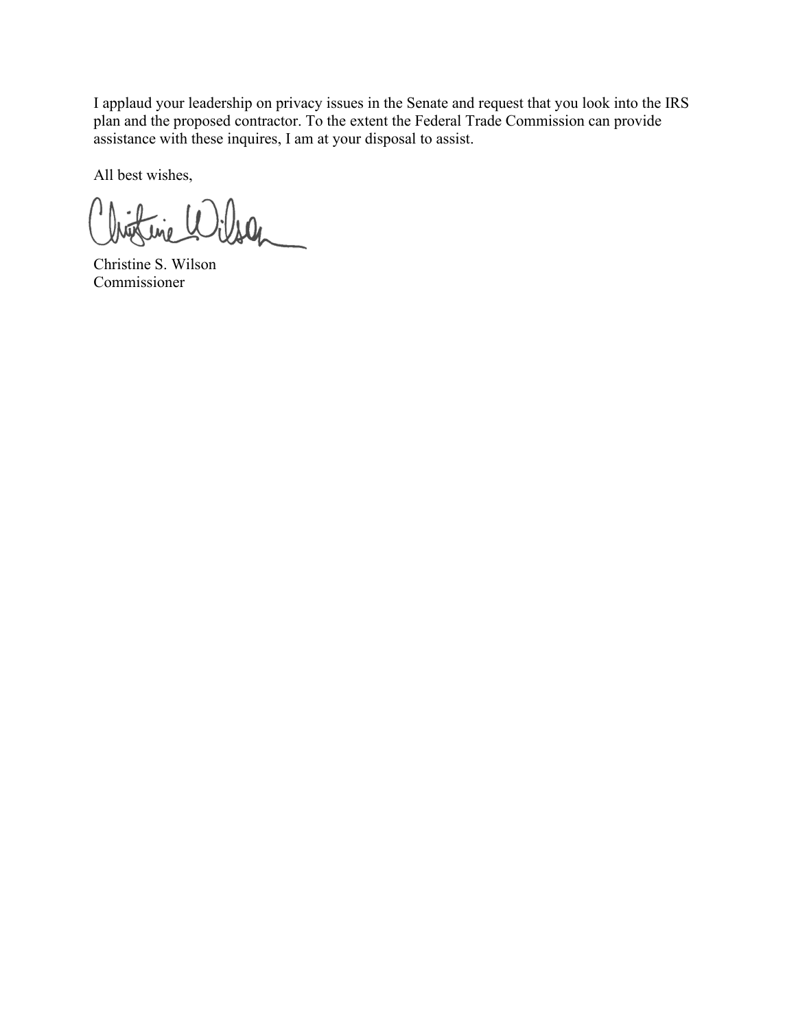I applaud your leadership on privacy issues in the Senate and request that you look into the IRS plan and the proposed contractor. To the extent the Federal Trade Commission can provide assistance with these inquires, I am at your disposal to assist.

All best wishes,

Christine S. Wilson
Commissioner